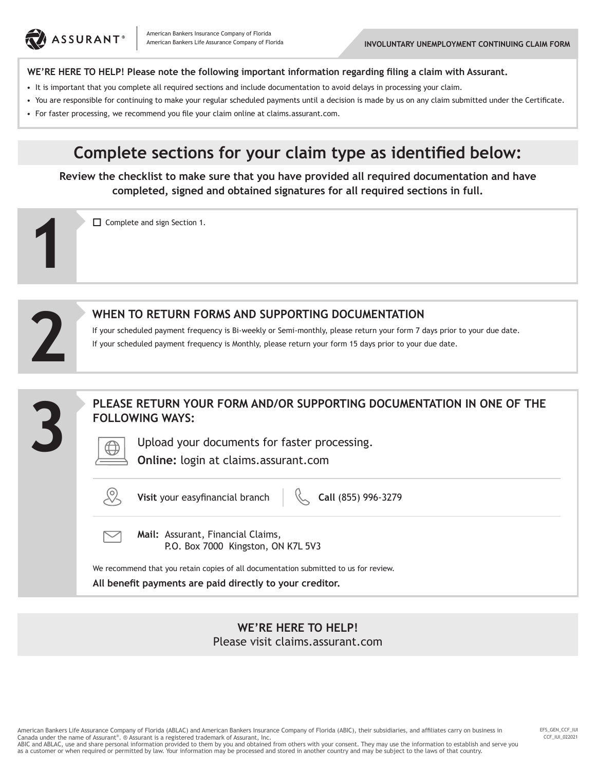ASSURANT®

American Bankers Insurance Company of Florida
American Bankers Life Assurance Company of Florida

**INVOLUNTARY UNEMPLOYMENT CONTINUING CLAIM FORM**

**WE'RE HERE TO HELP! Please note the following important information regarding filing a claim with Assurant.**

- It is important that you complete all required sections and include documentation to avoid delays in processing your claim.
- You are responsible for continuing to make your regular scheduled payments until a decision is made by us on any claim submitted under the Certificate.
- For faster processing, we recommend you file your claim online at claims.assurant.com.

# Complete sections for your claim type as identified below:

**Review the checklist to make sure that you have provided all required documentation and have completed, signed and obtained signatures for all required sections in full.**

## 1

☐ Complete and sign Section 1.

## 2

### WHEN TO RETURN FORMS AND SUPPORTING DOCUMENTATION

If your scheduled payment frequency is Bi-weekly or Semi-monthly, please return your form 7 days prior to your due date.

If your scheduled payment frequency is Monthly, please return your form 15 days prior to your due date.

## 3

### PLEASE RETURN YOUR FORM AND/OR SUPPORTING DOCUMENTATION IN ONE OF THE FOLLOWING WAYS:

Upload your documents for faster processing.
**Online:** login at claims.assurant.com

**Visit** your easyfinancial branch

**Call** (855) 996-3279

**Mail:** Assurant, Financial Claims,
P.O. Box 7000 Kingston, ON K7L 5V3

We recommend that you retain copies of all documentation submitted to us for review.

**All benefit payments are paid directly to your creditor.**

**WE'RE HERE TO HELP!**
Please visit claims.assurant.com

American Bankers Life Assurance Company of Florida (ABLAC) and American Bankers Insurance Company of Florida (ABIC), their subsidiaries, and affiliates carry on business in Canada under the name of Assurant®. ® Assurant is a registered trademark of Assurant, Inc.
ABIC and ABLAC, use and share personal information provided to them by you and obtained from others with your consent. They may use the information to establish and serve you as a customer or when required or permitted by law. Your information may be processed and stored in another country and may be subject to the laws of that country.

EFS_GEN_CCF_IUI
CCF_IUI_022021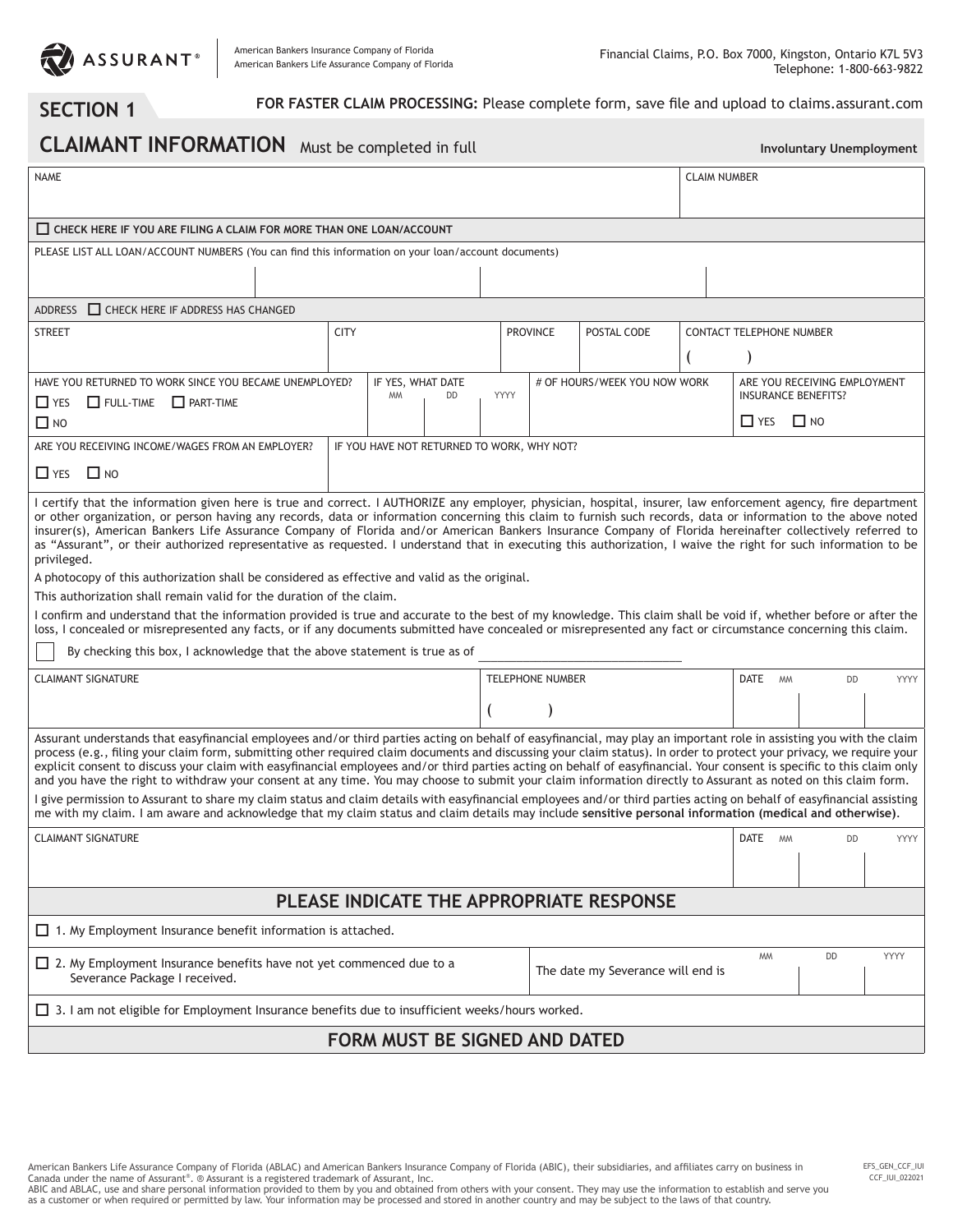ASSURANT®

American Bankers Insurance Company of Florida
American Bankers Life Assurance Company of Florida

Financial Claims, P.O. Box 7000, Kingston, Ontario K7L 5V3
Telephone: 1-800-663-9822

## SECTION 1

**FOR FASTER CLAIM PROCESSING:** Please complete form, save file and upload to claims.assurant.com

## CLAIMANT INFORMATION Must be completed in full

**Involuntary Unemployment**

| NAME | | | | CLAIM NUMBER |
|---|---|---|---|---|
| ☐ **CHECK HERE IF YOU ARE FILING A CLAIM FOR MORE THAN ONE LOAN/ACCOUNT** | | | | |
| PLEASE LIST ALL LOAN/ACCOUNT NUMBERS (You can find this information on your loan/account documents) | | | | |
| | | | | |
| ADDRESS ☐ CHECK HERE IF ADDRESS HAS CHANGED | | | | |
| STREET | CITY | PROVINCE | POSTAL CODE | CONTACT TELEPHONE NUMBER ( ) |
| HAVE YOU RETURNED TO WORK SINCE YOU BECAME UNEMPLOYED? ☐ YES ☐ FULL-TIME ☐ PART-TIME ☐ NO | IF YES, WHAT DATE MM DD YYYY | # OF HOURS/WEEK YOU NOW WORK | | ARE YOU RECEIVING EMPLOYMENT INSURANCE BENEFITS? ☐ YES ☐ NO |
| ARE YOU RECEIVING INCOME/WAGES FROM AN EMPLOYER? ☐ YES ☐ NO | IF YOU HAVE NOT RETURNED TO WORK, WHY NOT? | | | |

I certify that the information given here is true and correct. I AUTHORIZE any employer, physician, hospital, insurer, law enforcement agency, fire department or other organization, or person having any records, data or information concerning this claim to furnish such records, data or information to the above noted insurer(s), American Bankers Life Assurance Company of Florida and/or American Bankers Insurance Company of Florida hereinafter collectively referred to as "Assurant", or their authorized representative as requested. I understand that in executing this authorization, I waive the right for such information to be privileged.

A photocopy of this authorization shall be considered as effective and valid as the original.

This authorization shall remain valid for the duration of the claim.

I confirm and understand that the information provided is true and accurate to the best of my knowledge. This claim shall be void if, whether before or after the loss, I concealed or misrepresented any facts, or if any documents submitted have concealed or misrepresented any fact or circumstance concerning this claim.

☐ By checking this box, I acknowledge that the above statement is true as of ______________________________

| CLAIMANT SIGNATURE | TELEPHONE NUMBER | DATE MM DD YYYY |
|---|---|---|
| | ( ) | |

Assurant understands that easyfinancial employees and/or third parties acting on behalf of easyfinancial, may play an important role in assisting you with the claim process (e.g., filing your claim form, submitting other required claim documents and discussing your claim status). In order to protect your privacy, we require your explicit consent to discuss your claim with easyfinancial employees and/or third parties acting on behalf of easyfinancial. Your consent is specific to this claim only and you have the right to withdraw your consent at any time. You may choose to submit your claim information directly to Assurant as noted on this claim form.

I give permission to Assurant to share my claim status and claim details with easyfinancial employees and/or third parties acting on behalf of easyfinancial assisting me with my claim. I am aware and acknowledge that my claim status and claim details may include **sensitive personal information (medical and otherwise)**.

| CLAIMANT SIGNATURE | DATE MM DD YYYY |
|---|---|
| | |

## PLEASE INDICATE THE APPROPRIATE RESPONSE

☐ 1. My Employment Insurance benefit information is attached.

☐ 2. My Employment Insurance benefits have not yet commenced due to a Severance Package I received. The date my Severance will end is MM DD YYYY

☐ 3. I am not eligible for Employment Insurance benefits due to insufficient weeks/hours worked.

## FORM MUST BE SIGNED AND DATED

American Bankers Life Assurance Company of Florida (ABLAC) and American Bankers Insurance Company of Florida (ABIC), their subsidiaries, and affiliates carry on business in Canada under the name of Assurant®. ® Assurant is a registered trademark of Assurant, Inc.
ABIC and ABLAC, use and share personal information provided to them by you and obtained from others with your consent. They may use the information to establish and serve you as a customer or when required or permitted by law. Your information may be processed and stored in another country and may be subject to the laws of that country.

EFS_GEN_CCF_IUI
CCF_IUI_022021